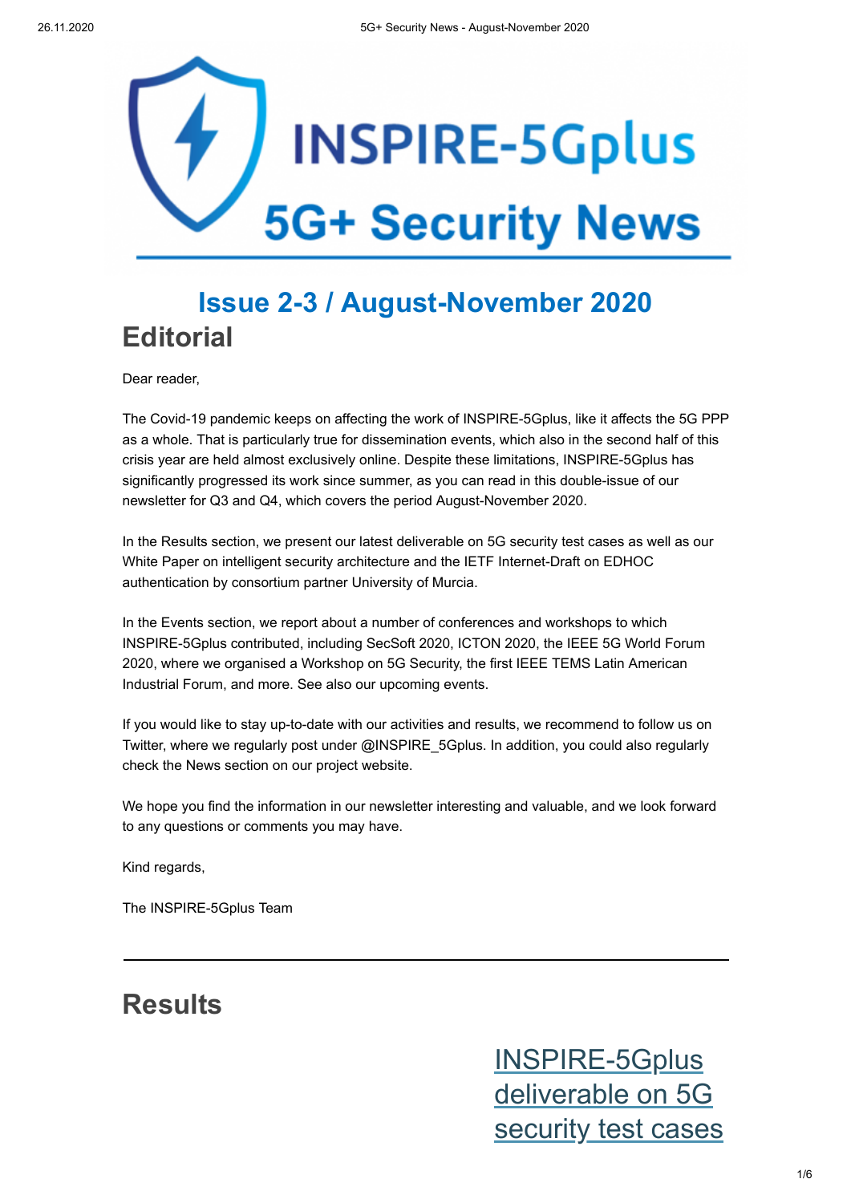# INSPIRE-5Gplus

# 5G+ Security News

## Issue 2-3 / August-November 2020

# Editorial

Dear reader,

The Covid-19 pandemic keeps on affecting the work of INSPIRE-5Gplus, like it affects the 5G PPP as a whole. That is particularly true for dissemination events, which also in the second half of this crisis year are held almost exclusively online. Despite these limitations, INSPIRE-5Gplus has significantly progressed its work since summer, as you can read in this double-issue of our newsletter for Q3 and Q4, which covers the period August-November 2020.

In the Results section, we present our latest deliverable on 5G security test cases as well as our White Paper on intelligent security architecture and the IETF Internet-Draft on EDHOC authentication by consortium partner University of Murcia.

In the Events section, we report about a number of conferences and workshops to which INSPIRE-5Gplus contributed, including SecSoft 2020, ICTON 2020, the IEEE 5G World Forum 2020, where we organised a Workshop on 5G Security, the first IEEE TEMS Latin American Industrial Forum, and more. See also our upcoming events.

If you would like to stay up-to-date with our activities and results, we recommend to follow us on Twitter, where we regularly post under @INSPIRE_5Gplus. In addition, you could also regularly check the News section on our project website.

We hope you find the information in our newsletter interesting and valuable, and we look forward to any questions or comments you may have.

Kind regards,

The INSPIRE-5Gplus Team

---

# Results

## INSPIRE-5Gplus deliverable on 5G security test cases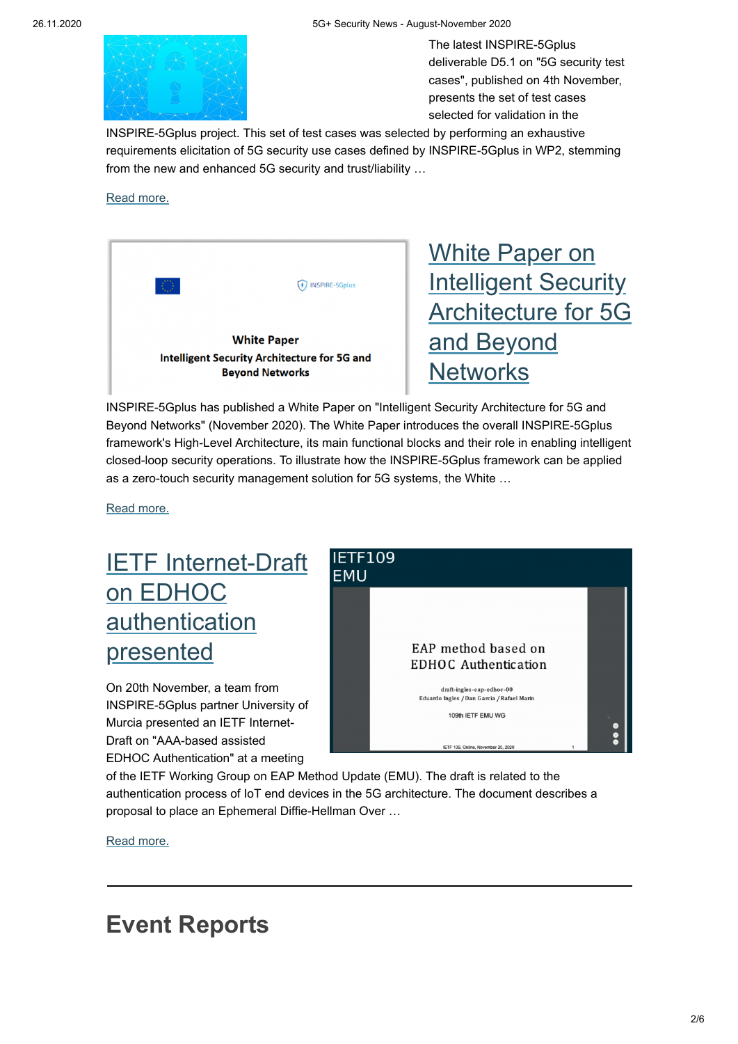The latest INSPIRE-5Gplus deliverable D5.1 on "5G security test cases", published on 4th November, presents the set of test cases selected for validation in the INSPIRE-5Gplus project. This set of test cases was selected by performing an exhaustive requirements elicitation of 5G security use cases defined by INSPIRE-5Gplus in WP2, stemming from the new and enhanced 5G security and trust/liability …

Read more.

## White Paper on Intelligent Security Architecture for 5G and Beyond Networks

INSPIRE-5Gplus has published a White Paper on "Intelligent Security Architecture for 5G and Beyond Networks" (November 2020). The White Paper introduces the overall INSPIRE-5Gplus framework's High-Level Architecture, its main functional blocks and their role in enabling intelligent closed-loop security operations. To illustrate how the INSPIRE-5Gplus framework can be applied as a zero-touch security management solution for 5G systems, the White …

Read more.

## IETF Internet-Draft on EDHOC authentication presented

On 20th November, a team from INSPIRE-5Gplus partner University of Murcia presented an IETF Internet-Draft on "AAA-based assisted EDHOC Authentication" at a meeting of the IETF Working Group on EAP Method Update (EMU). The draft is related to the authentication process of IoT end devices in the 5G architecture. The document describes a proposal to place an Ephemeral Diffie-Hellman Over …

Read more.

---

# Event Reports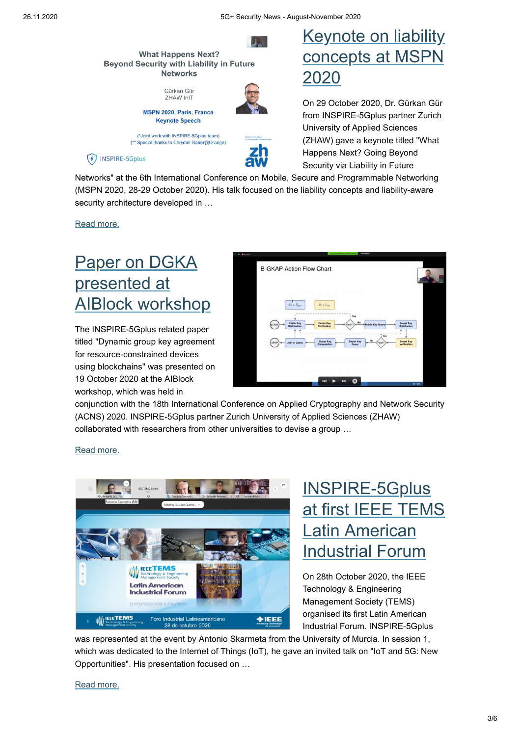## Keynote on liability concepts at MSPN 2020

On 29 October 2020, Dr. Gürkan Gür from INSPIRE-5Gplus partner Zurich University of Applied Sciences (ZHAW) gave a keynote titled "What Happens Next? Going Beyond Security via Liability in Future Networks" at the 6th International Conference on Mobile, Secure and Programmable Networking (MSPN 2020, 28-29 October 2020). His talk focused on the liability concepts and liability-aware security architecture developed in …

Read more.

## Paper on DGKA presented at AIBlock workshop

The INSPIRE-5Gplus related paper titled "Dynamic group key agreement for resource-constrained devices using blockchains" was presented on 19 October 2020 at the AIBlock workshop, which was held in conjunction with the 18th International Conference on Applied Cryptography and Network Security (ACNS) 2020. INSPIRE-5Gplus partner Zurich University of Applied Sciences (ZHAW) collaborated with researchers from other universities to devise a group …

Read more.

## INSPIRE-5Gplus at first IEEE TEMS Latin American Industrial Forum

On 28th October 2020, the IEEE Technology & Engineering Management Society (TEMS) organised its first Latin American Industrial Forum. INSPIRE-5Gplus was represented at the event by Antonio Skarmeta from the University of Murcia. In session 1, which was dedicated to the Internet of Things (IoT), he gave an invited talk on "IoT and 5G: New Opportunities". His presentation focused on …

Read more.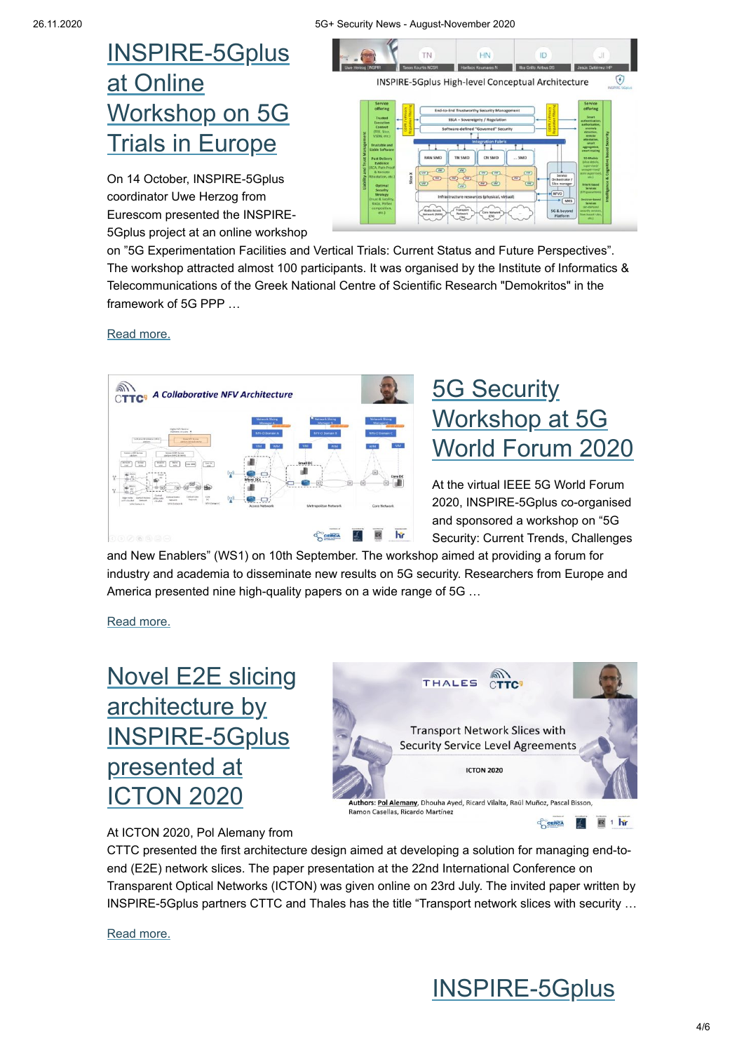# INSPIRE-5Gplus at Online Workshop on 5G Trials in Europe

On 14 October, INSPIRE-5Gplus coordinator Uwe Herzog from Eurescom presented the INSPIRE-5Gplus project at an online workshop on "5G Experimentation Facilities and Vertical Trials: Current Status and Future Perspectives". The workshop attracted almost 100 participants. It was organised by the Institute of Informatics & Telecommunications of the Greek National Centre of Scientific Research "Demokritos" in the framework of 5G PPP …

Read more.

# 5G Security Workshop at 5G World Forum 2020

At the virtual IEEE 5G World Forum 2020, INSPIRE-5Gplus co-organised and sponsored a workshop on "5G Security: Current Trends, Challenges and New Enablers" (WS1) on 10th September. The workshop aimed at providing a forum for industry and academia to disseminate new results on 5G security. Researchers from Europe and America presented nine high-quality papers on a wide range of 5G …

Read more.

# Novel E2E slicing architecture by INSPIRE-5Gplus presented at ICTON 2020

At ICTON 2020, Pol Alemany from CTTC presented the first architecture design aimed at developing a solution for managing end-to-end (E2E) network slices. The paper presentation at the 22nd International Conference on Transparent Optical Networks (ICTON) was given online on 23rd July. The invited paper written by INSPIRE-5Gplus partners CTTC and Thales has the title "Transport network slices with security …

Read more.

# INSPIRE-5Gplus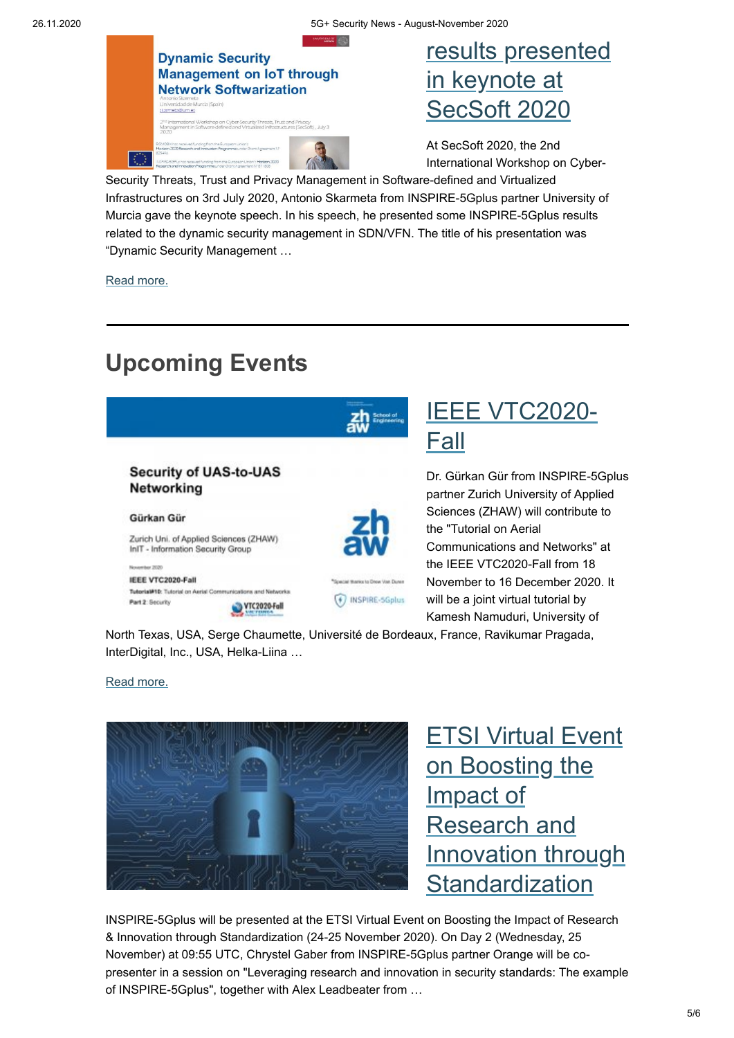## results presented in keynote at SecSoft 2020

At SecSoft 2020, the 2nd International Workshop on Cyber-Security Threats, Trust and Privacy Management in Software-defined and Virtualized Infrastructures on 3rd July 2020, Antonio Skarmeta from INSPIRE-5Gplus partner University of Murcia gave the keynote speech. In his speech, he presented some INSPIRE-5Gplus results related to the dynamic security management in SDN/VFN. The title of his presentation was "Dynamic Security Management …

Read more.

---

# Upcoming Events

## IEEE VTC2020-Fall

Dr. Gürkan Gür from INSPIRE-5Gplus partner Zurich University of Applied Sciences (ZHAW) will contribute to the "Tutorial on Aerial Communications and Networks" at the IEEE VTC2020-Fall from 18 November to 16 December 2020. It will be a joint virtual tutorial by Kamesh Namuduri, University of North Texas, USA, Serge Chaumette, Université de Bordeaux, France, Ravikumar Pragada, InterDigital, Inc., USA, Helka-Liina …

Read more.

## ETSI Virtual Event on Boosting the Impact of Research and Innovation through Standardization

INSPIRE-5Gplus will be presented at the ETSI Virtual Event on Boosting the Impact of Research & Innovation through Standardization (24-25 November 2020). On Day 2 (Wednesday, 25 November) at 09:55 UTC, Chrystel Gaber from INSPIRE-5Gplus partner Orange will be co-presenter in a session on "Leveraging research and innovation in security standards: The example of INSPIRE-5Gplus", together with Alex Leadbeater from …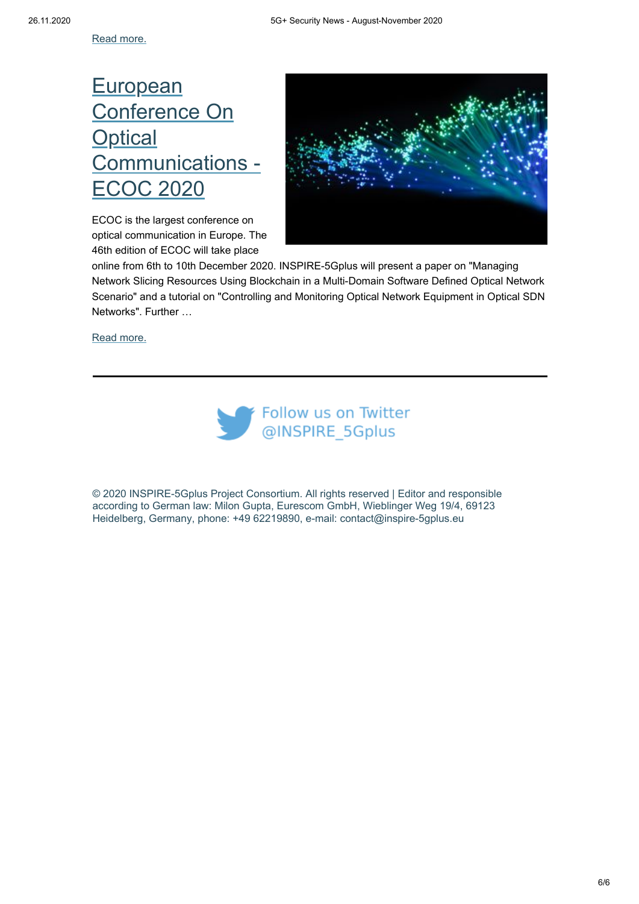Read more.

## European Conference On Optical Communications - ECOC 2020

ECOC is the largest conference on optical communication in Europe. The 46th edition of ECOC will take place online from 6th to 10th December 2020. INSPIRE-5Gplus will present a paper on "Managing Network Slicing Resources Using Blockchain in a Multi-Domain Software Defined Optical Network Scenario" and a tutorial on "Controlling and Monitoring Optical Network Equipment in Optical SDN Networks". Further …

Read more.

---

Follow us on Twitter @INSPIRE_5Gplus

© 2020 INSPIRE-5Gplus Project Consortium. All rights reserved | Editor and responsible according to German law: Milon Gupta, Eurescom GmbH, Wieblinger Weg 19/4, 69123 Heidelberg, Germany, phone: +49 62219890, e-mail: contact@inspire-5gplus.eu